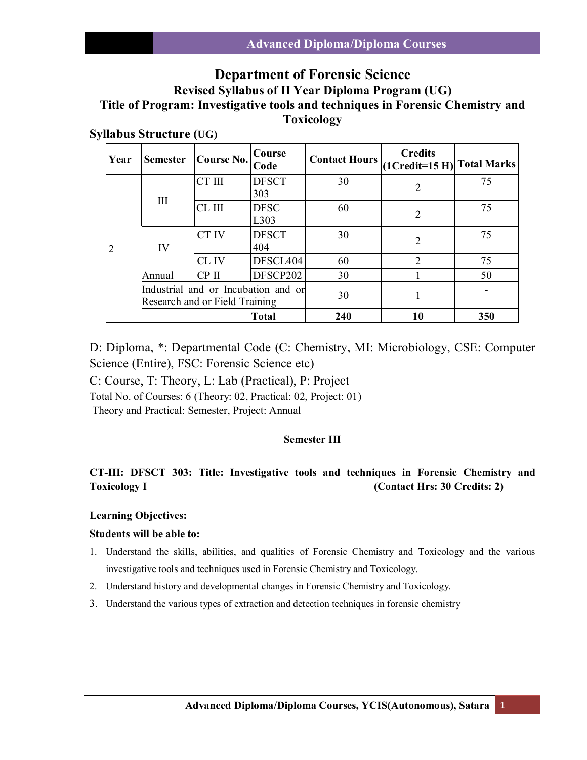# Department of Forensic Science

## Revised Syllabus of II Year Diploma Program (UG)

## Title of Program: Investigative tools and techniques in Forensic Chemistry and Toxicology

**Syllabus Structure (UG)**

| Year | Semester | Course No. | Course Code | Contact Hours | Credits (1Credit=15 H) | Total Marks |
|---|---|---|---|---|---|---|
| 2 | III | CT III | DFSCT 303 | 30 | 2 | 75 |
| | | CL III | DFSC L303 | 60 | 2 | 75 |
| | IV | CT IV | DFSCT 404 | 30 | 2 | 75 |
| | | CL IV | DFSCL404 | 60 | 2 | 75 |
| | Annual | CP II | DFSCP202 | 30 | 1 | 50 |
| | Industrial and or Incubation and or Research and or Field Training | | | 30 | 1 | - |
| | | | Total | 240 | 10 | 350 |

D: Diploma, *: Departmental Code (C: Chemistry, MI: Microbiology, CSE: Computer Science (Entire), FSC: Forensic Science etc)

C: Course, T: Theory, L: Lab (Practical), P: Project

Total No. of Courses: 6 (Theory: 02, Practical: 02, Project: 01)

Theory and Practical: Semester, Project: Annual

**Semester III**

**CT-III: DFSCT 303: Title: Investigative tools and techniques in Forensic Chemistry and Toxicology I (Contact Hrs: 30 Credits: 2)**

**Learning Objectives:**

**Students will be able to:**

1. Understand the skills, abilities, and qualities of Forensic Chemistry and Toxicology and the various investigative tools and techniques used in Forensic Chemistry and Toxicology.
2. Understand history and developmental changes in Forensic Chemistry and Toxicology.
3. Understand the various types of extraction and detection techniques in forensic chemistry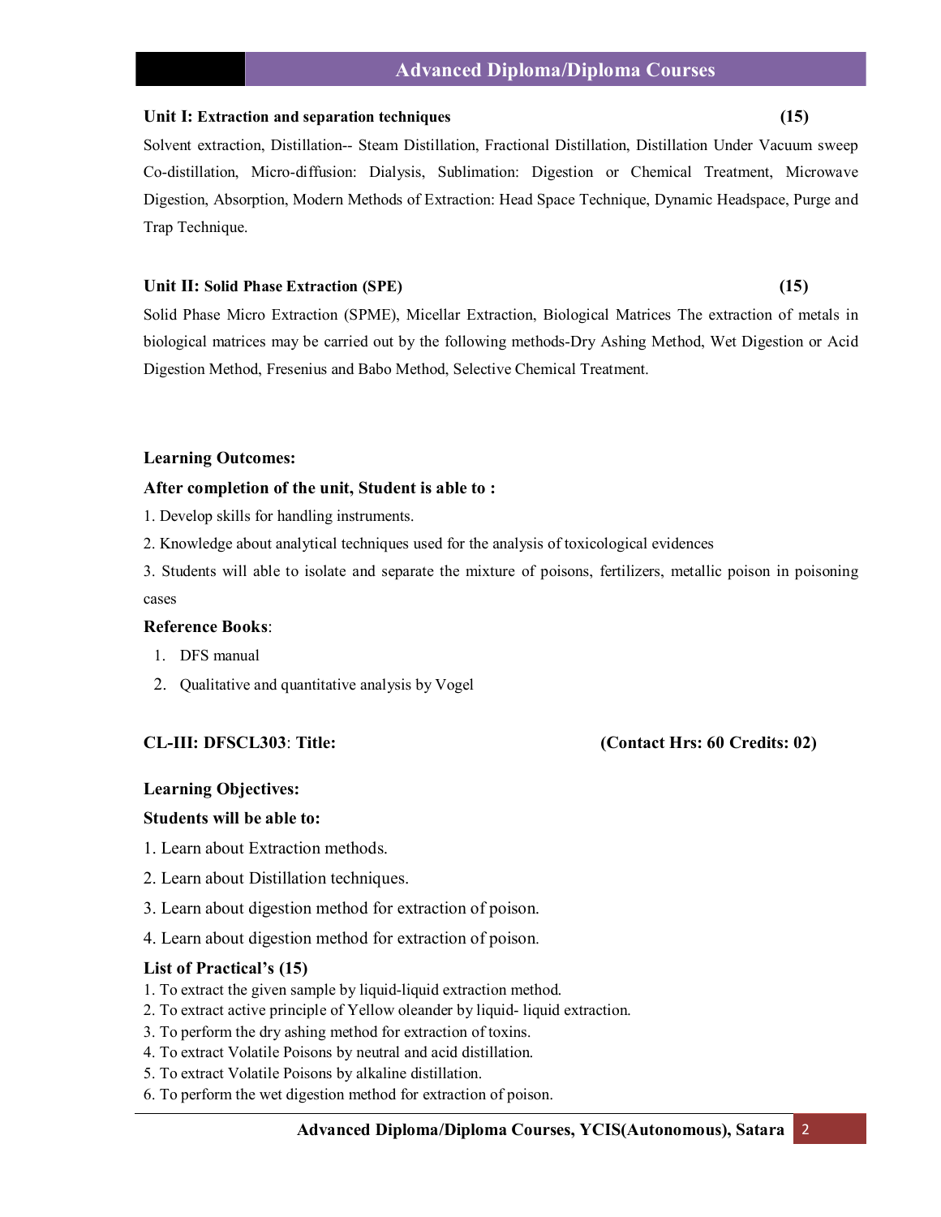**Unit I: Extraction and separation techniques** **(15)**

Solvent extraction, Distillation-- Steam Distillation, Fractional Distillation, Distillation Under Vacuum sweep Co-distillation, Micro-diffusion: Dialysis, Sublimation: Digestion or Chemical Treatment, Microwave Digestion, Absorption, Modern Methods of Extraction: Head Space Technique, Dynamic Headspace, Purge and Trap Technique.

**Unit II: Solid Phase Extraction (SPE)** **(15)**

Solid Phase Micro Extraction (SPME), Micellar Extraction, Biological Matrices The extraction of metals in biological matrices may be carried out by the following methods-Dry Ashing Method, Wet Digestion or Acid Digestion Method, Fresenius and Babo Method, Selective Chemical Treatment.

**Learning Outcomes:**

**After completion of the unit, Student is able to :**

1. Develop skills for handling instruments.
2. Knowledge about analytical techniques used for the analysis of toxicological evidences
3. Students will able to isolate and separate the mixture of poisons, fertilizers, metallic poison in poisoning cases

**Reference Books**:

1. DFS manual
2. Qualitative and quantitative analysis by Vogel

**CL-III: DFSCL303**: **Title:** **(Contact Hrs: 60 Credits: 02)**

**Learning Objectives:**

**Students will be able to:**

1. Learn about Extraction methods.
2. Learn about Distillation techniques.
3. Learn about digestion method for extraction of poison.
4. Learn about digestion method for extraction of poison.

**List of Practical's (15)**

1. To extract the given sample by liquid-liquid extraction method.
2. To extract active principle of Yellow oleander by liquid- liquid extraction.
3. To perform the dry ashing method for extraction of toxins.
4. To extract Volatile Poisons by neutral and acid distillation.
5. To extract Volatile Poisons by alkaline distillation.
6. To perform the wet digestion method for extraction of poison.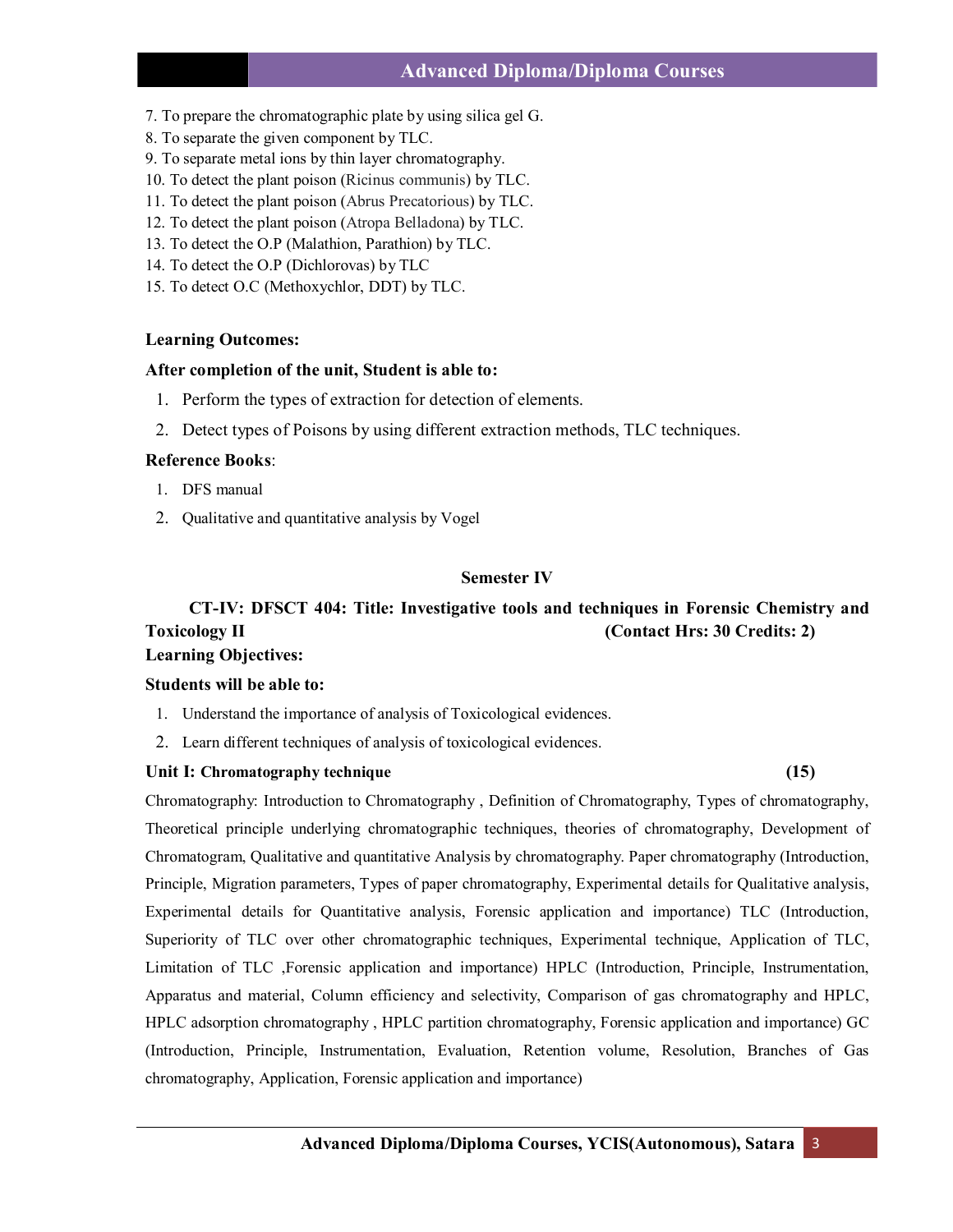7. To prepare the chromatographic plate by using silica gel G.
8. To separate the given component by TLC.
9. To separate metal ions by thin layer chromatography.
10. To detect the plant poison (Ricinus communis) by TLC.
11. To detect the plant poison (Abrus Precatorious) by TLC.
12. To detect the plant poison (Atropa Belladona) by TLC.
13. To detect the O.P (Malathion, Parathion) by TLC.
14. To detect the O.P (Dichlorovas) by TLC
15. To detect O.C (Methoxychlor, DDT) by TLC.

**Learning Outcomes:**

**After completion of the unit, Student is able to:**

1. Perform the types of extraction for detection of elements.
2. Detect types of Poisons by using different extraction methods, TLC techniques.

**Reference Books**:

1. DFS manual
2. Qualitative and quantitative analysis by Vogel

## Semester IV

### CT-IV: DFSCT 404: Title: Investigative tools and techniques in Forensic Chemistry and Toxicology II (Contact Hrs: 30 Credits: 2)

**Learning Objectives:**

**Students will be able to:**

1. Understand the importance of analysis of Toxicological evidences.
2. Learn different techniques of analysis of toxicological evidences.

**Unit I: Chromatography technique (15)**

Chromatography: Introduction to Chromatography , Definition of Chromatography, Types of chromatography, Theoretical principle underlying chromatographic techniques, theories of chromatography, Development of Chromatogram, Qualitative and quantitative Analysis by chromatography. Paper chromatography (Introduction, Principle, Migration parameters, Types of paper chromatography, Experimental details for Qualitative analysis, Experimental details for Quantitative analysis, Forensic application and importance) TLC (Introduction, Superiority of TLC over other chromatographic techniques, Experimental technique, Application of TLC, Limitation of TLC ,Forensic application and importance) HPLC (Introduction, Principle, Instrumentation, Apparatus and material, Column efficiency and selectivity, Comparison of gas chromatography and HPLC, HPLC adsorption chromatography , HPLC partition chromatography, Forensic application and importance) GC (Introduction, Principle, Instrumentation, Evaluation, Retention volume, Resolution, Branches of Gas chromatography, Application, Forensic application and importance)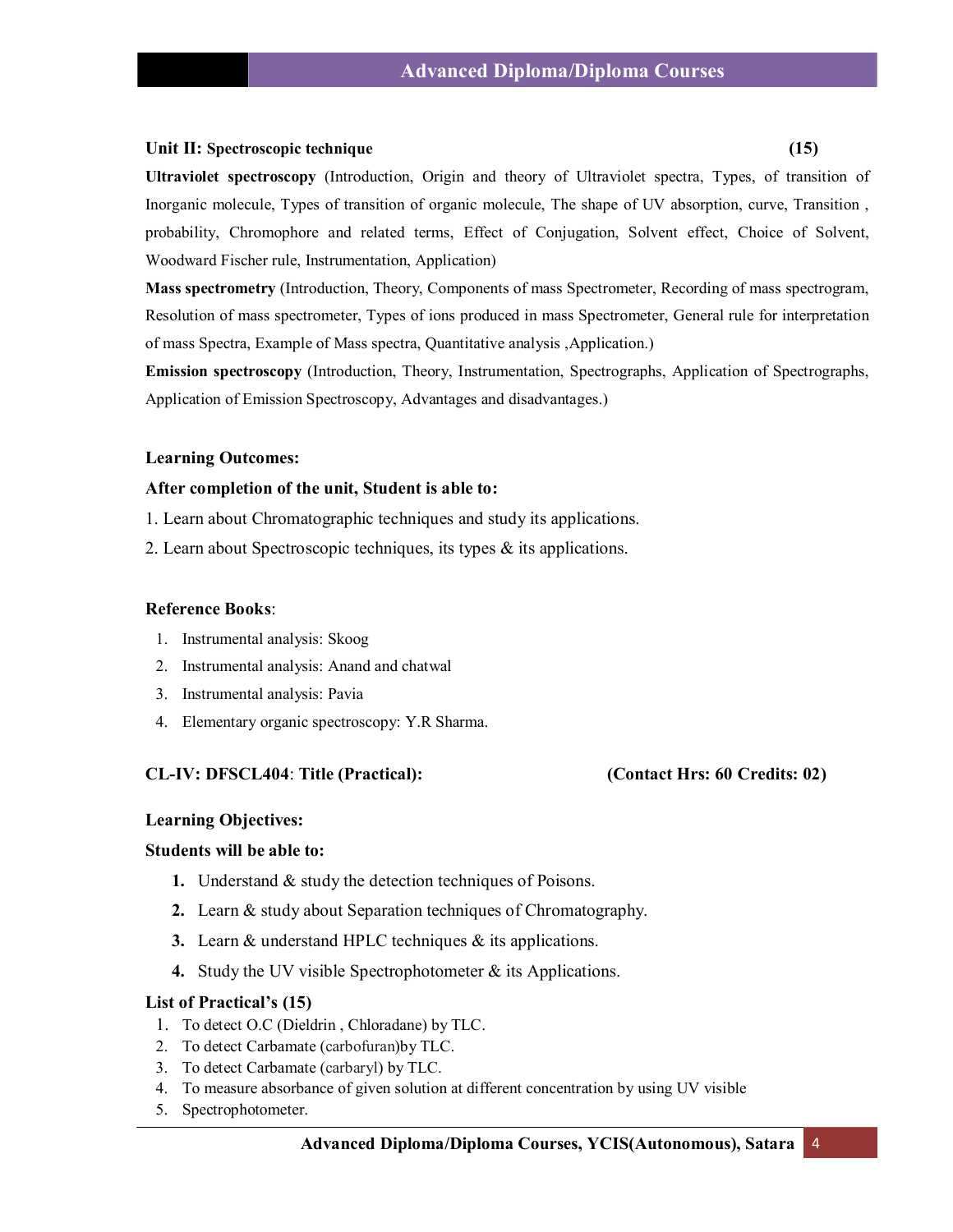**Unit II: Spectroscopic technique** **(15)**

**Ultraviolet spectroscopy** (Introduction, Origin and theory of Ultraviolet spectra, Types, of transition of Inorganic molecule, Types of transition of organic molecule, The shape of UV absorption, curve, Transition , probability, Chromophore and related terms, Effect of Conjugation, Solvent effect, Choice of Solvent, Woodward Fischer rule, Instrumentation, Application)

**Mass spectrometry** (Introduction, Theory, Components of mass Spectrometer, Recording of mass spectrogram, Resolution of mass spectrometer, Types of ions produced in mass Spectrometer, General rule for interpretation of mass Spectra, Example of Mass spectra, Quantitative analysis ,Application.)

**Emission spectroscopy** (Introduction, Theory, Instrumentation, Spectrographs, Application of Spectrographs, Application of Emission Spectroscopy, Advantages and disadvantages.)

**Learning Outcomes:**

**After completion of the unit, Student is able to:**

1. Learn about Chromatographic techniques and study its applications.
2. Learn about Spectroscopic techniques, its types & its applications.

**Reference Books**:

1. Instrumental analysis: Skoog
2. Instrumental analysis: Anand and chatwal
3. Instrumental analysis: Pavia
4. Elementary organic spectroscopy: Y.R Sharma.

**CL-IV: DFSCL404**: **Title (Practical):** **(Contact Hrs: 60 Credits: 02)**

**Learning Objectives:**

**Students will be able to:**

1. Understand & study the detection techniques of Poisons.
2. Learn & study about Separation techniques of Chromatography.
3. Learn & understand HPLC techniques & its applications.
4. Study the UV visible Spectrophotometer & its Applications.

**List of Practical's (15)**

1. To detect O.C (Dieldrin , Chloradane) by TLC.
2. To detect Carbamate (carbofuran)by TLC.
3. To detect Carbamate (carbaryl) by TLC.
4. To measure absorbance of given solution at different concentration by using UV visible
5. Spectrophotometer.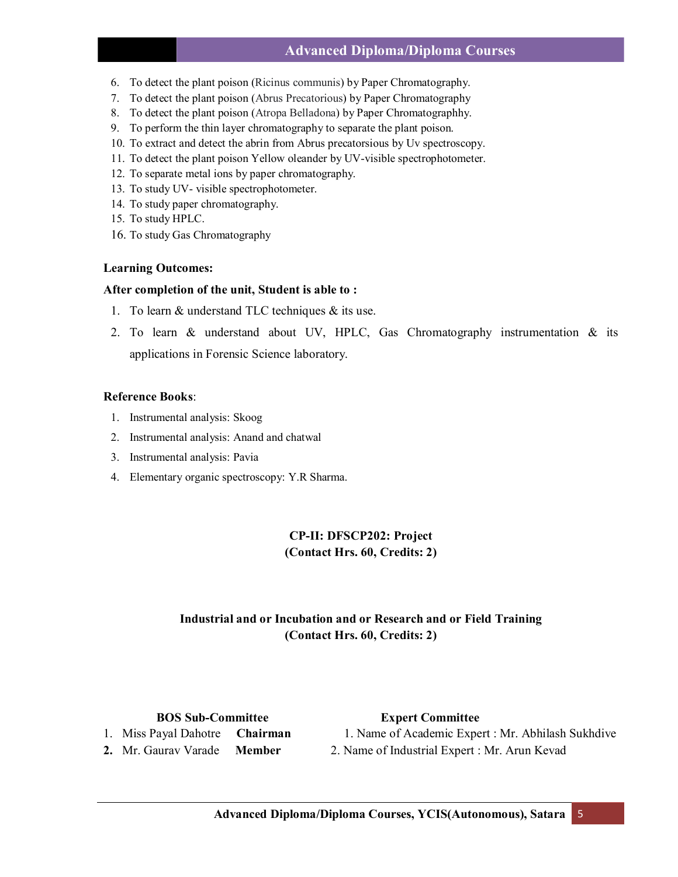6. To detect the plant poison (Ricinus communis) by Paper Chromatography.
7. To detect the plant poison (Abrus Precatorious) by Paper Chromatography
8. To detect the plant poison (Atropa Belladona) by Paper Chromatographhy.
9. To perform the thin layer chromatography to separate the plant poison.
10. To extract and detect the abrin from Abrus precatorsious by Uv spectroscopy.
11. To detect the plant poison Yellow oleander by UV-visible spectrophotometer.
12. To separate metal ions by paper chromatography.
13. To study UV- visible spectrophotometer.
14. To study paper chromatography.
15. To study HPLC.
16. To study Gas Chromatography

**Learning Outcomes:**

**After completion of the unit, Student is able to :**

1. To learn & understand TLC techniques & its use.
2. To learn & understand about UV, HPLC, Gas Chromatography instrumentation & its applications in Forensic Science laboratory.

**Reference Books**:

1. Instrumental analysis: Skoog
2. Instrumental analysis: Anand and chatwal
3. Instrumental analysis: Pavia
4. Elementary organic spectroscopy: Y.R Sharma.

**CP-II: DFSCP202: Project**
**(Contact Hrs. 60, Credits: 2)**

**Industrial and or Incubation and or Research and or Field Training**
**(Contact Hrs. 60, Credits: 2)**

**BOS Sub-Committee**

1. Miss Payal Dahotre **Chairman**
2. Mr. Gaurav Varade **Member**

**Expert Committee**

1. Name of Academic Expert : Mr. Abhilash Sukhdive
2. Name of Industrial Expert : Mr. Arun Kevad